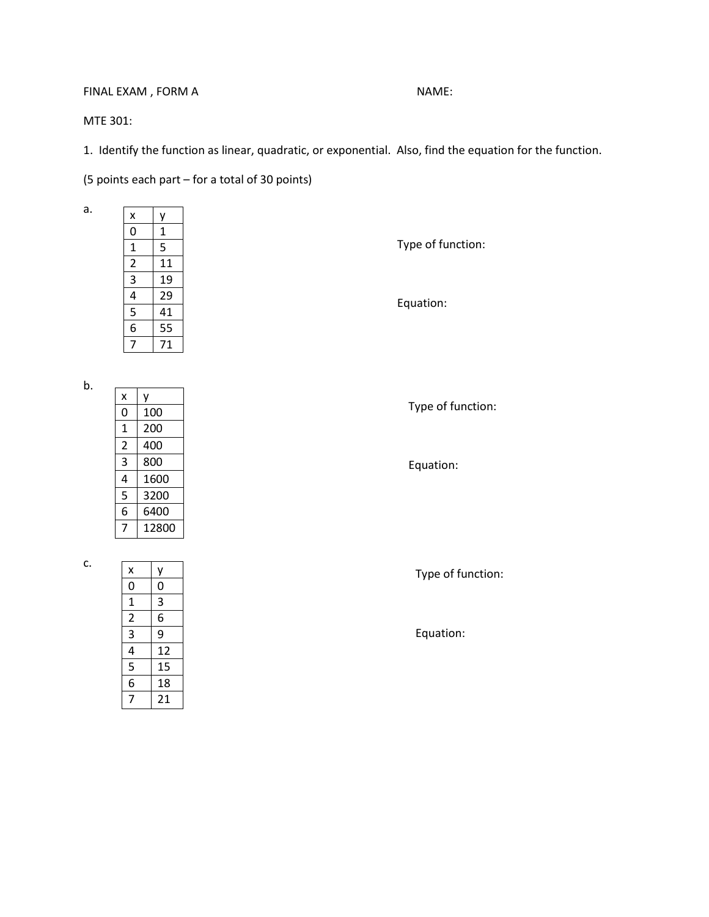FINAL EXAM , FORM A NAME:

MTE 301:

1. Identify the function as linear, quadratic, or exponential. Also, find the equation for the function.

(5 points each part – for a total of 30 points)

a.

| x | y |
|---|---|
| 0 | 1 |
| 1 | 5 |
| 2 | 11 |
| 3 | 19 |
| 4 | 29 |
| 5 | 41 |
| 6 | 55 |
| 7 | 71 |

Type of function:

Equation:

b.

| x | y |
|---|---|
| 0 | 100 |
| 1 | 200 |
| 2 | 400 |
| 3 | 800 |
| 4 | 1600 |
| 5 | 3200 |
| 6 | 6400 |
| 7 | 12800 |

Type of function:

Equation:

c.

| x | y |
|---|---|
| 0 | 0 |
| 1 | 3 |
| 2 | 6 |
| 3 | 9 |
| 4 | 12 |
| 5 | 15 |
| 6 | 18 |
| 7 | 21 |

Type of function:

Equation: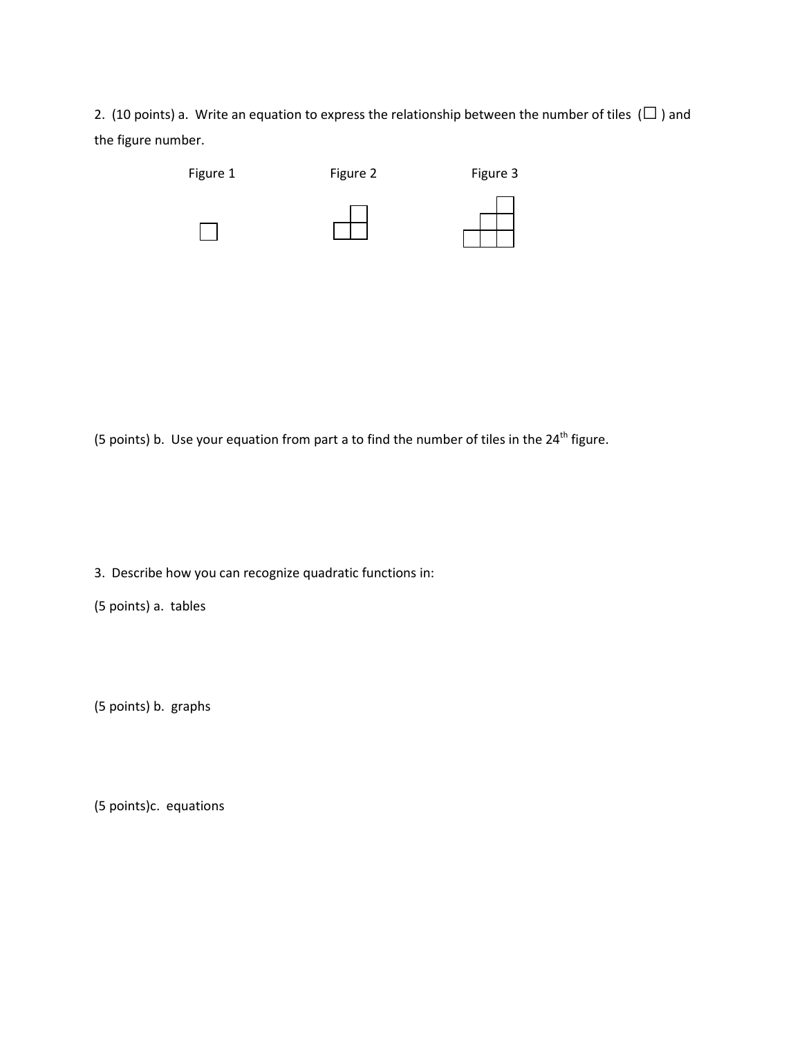2. (10 points) a. Write an equation to express the relationship between the number of tiles (☐) and the figure number.

Figure 1 Figure 2 Figure 3

(5 points) b. Use your equation from part a to find the number of tiles in the 24th figure.

3. Describe how you can recognize quadratic functions in:

(5 points) a. tables

(5 points) b. graphs

(5 points)c. equations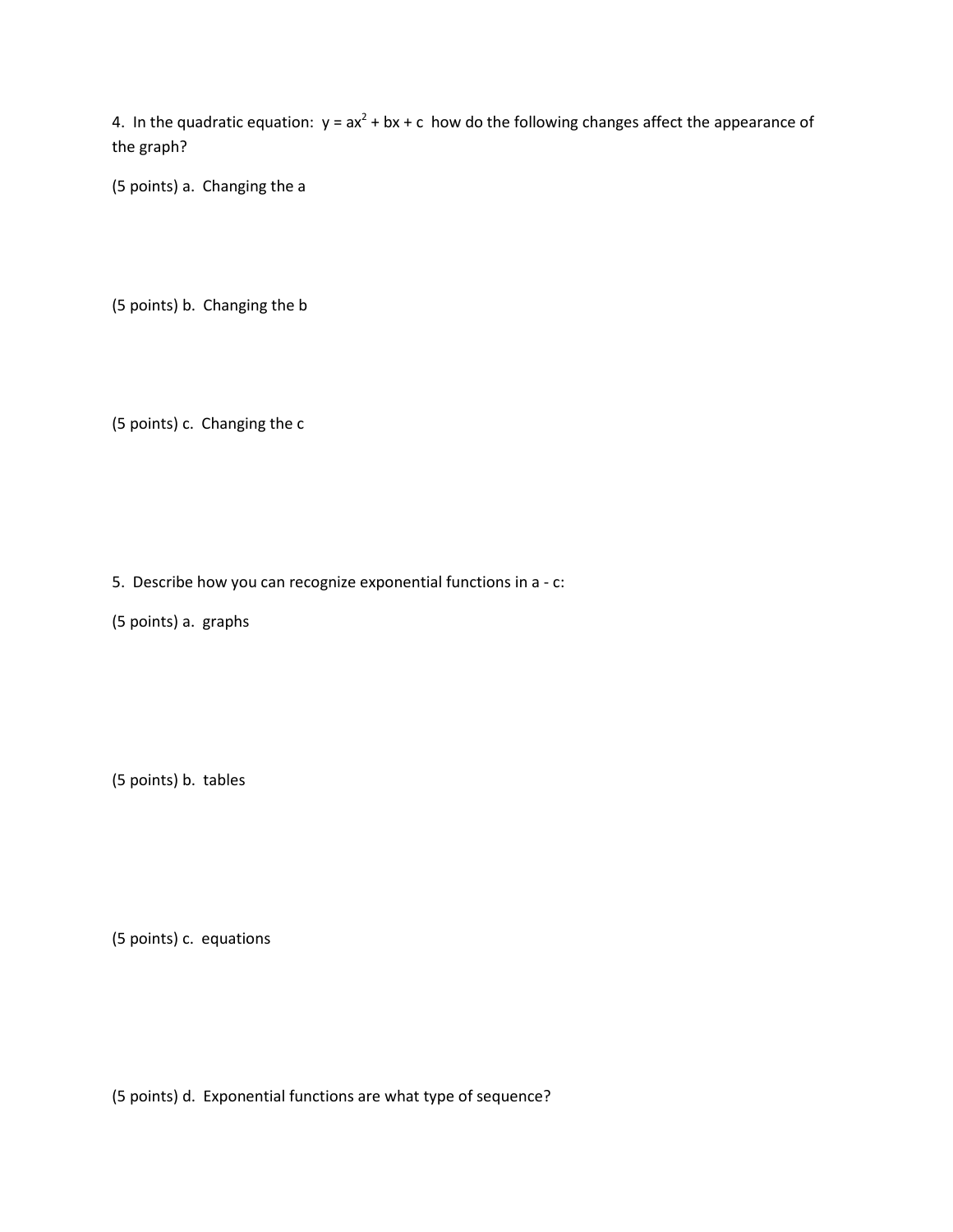4. In the quadratic equation: $y = ax^2 + bx + c$ how do the following changes affect the appearance of the graph?

(5 points) a. Changing the a

(5 points) b. Changing the b

(5 points) c. Changing the c

5. Describe how you can recognize exponential functions in a - c:

(5 points) a. graphs

(5 points) b. tables

(5 points) c. equations

(5 points) d. Exponential functions are what type of sequence?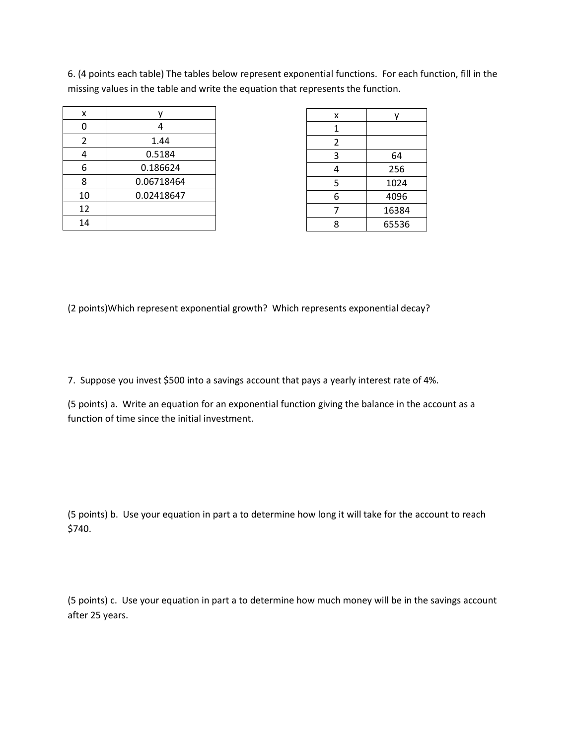6. (4 points each table) The tables below represent exponential functions. For each function, fill in the missing values in the table and write the equation that represents the function.

| x | y |
|---|---|
| 0 | 4 |
| 2 | 1.44 |
| 4 | 0.5184 |
| 6 | 0.186624 |
| 8 | 0.06718464 |
| 10 | 0.02418647 |
| 12 | |
| 14 | |

| x | y |
|---|---|
| 1 | |
| 2 | |
| 3 | 64 |
| 4 | 256 |
| 5 | 1024 |
| 6 | 4096 |
| 7 | 16384 |
| 8 | 65536 |

(2 points)Which represent exponential growth? Which represents exponential decay?

7. Suppose you invest $500 into a savings account that pays a yearly interest rate of 4%.

(5 points) a. Write an equation for an exponential function giving the balance in the account as a function of time since the initial investment.

(5 points) b. Use your equation in part a to determine how long it will take for the account to reach $740.

(5 points) c. Use your equation in part a to determine how much money will be in the savings account after 25 years.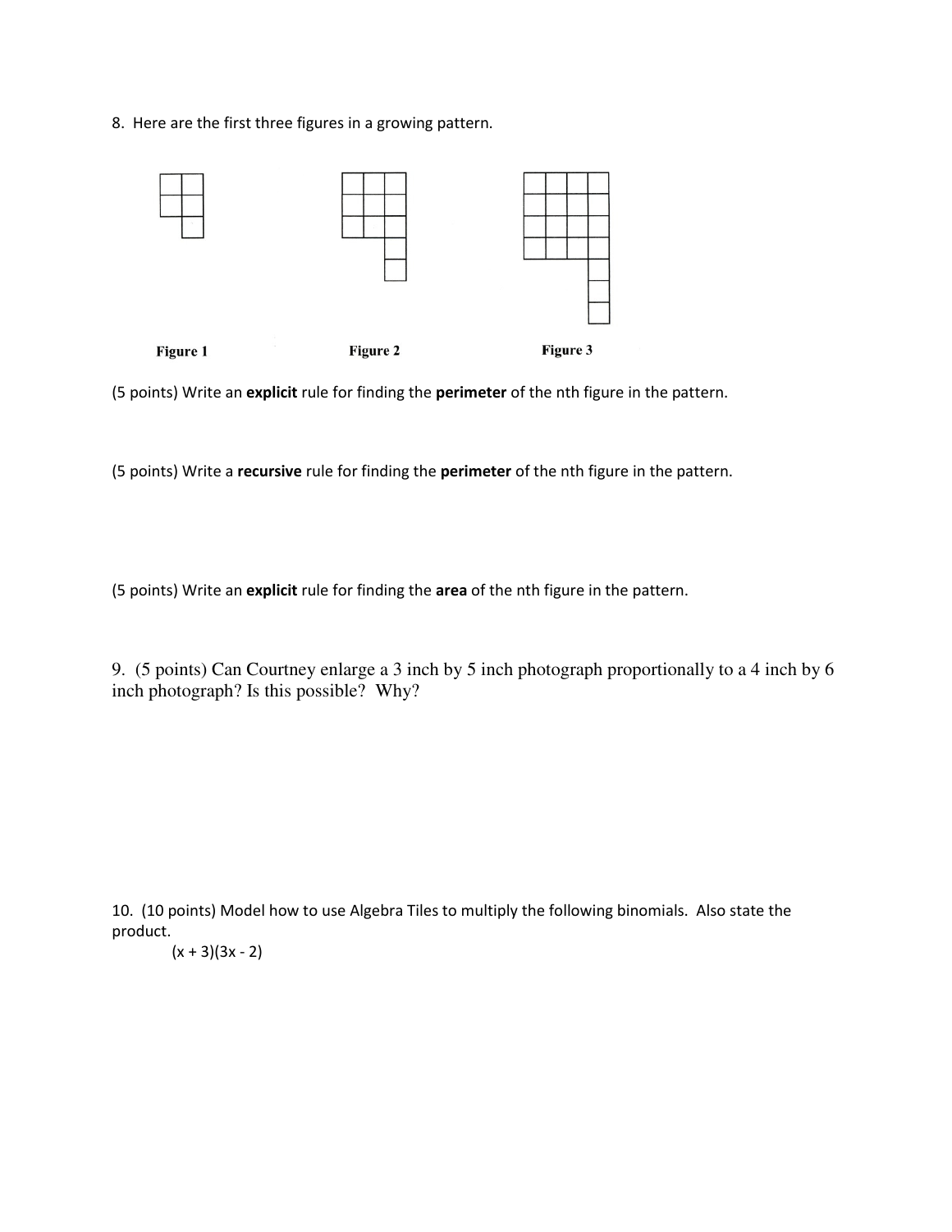8. Here are the first three figures in a growing pattern.

Figure 1

Figure 2

Figure 3

(5 points) Write an **explicit** rule for finding the **perimeter** of the nth figure in the pattern.

(5 points) Write a **recursive** rule for finding the **perimeter** of the nth figure in the pattern.

(5 points) Write an **explicit** rule for finding the **area** of the nth figure in the pattern.

9. (5 points) Can Courtney enlarge a 3 inch by 5 inch photograph proportionally to a 4 inch by 6 inch photograph? Is this possible? Why?

10. (10 points) Model how to use Algebra Tiles to multiply the following binomials. Also state the product.

$(x + 3)(3x - 2)$